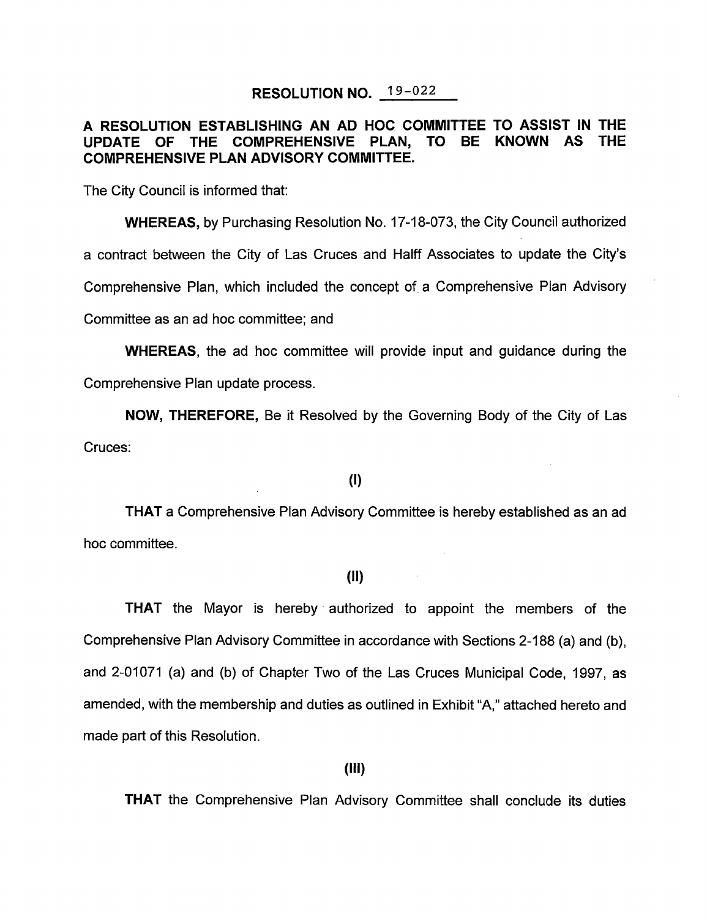# RESOLUTION NO. 19-022

**A RESOLUTION ESTABLISHING AN AD HOC COMMITTEE TO ASSIST IN THE UPDATE OF THE COMPREHENSIVE PLAN, TO BE KNOWN AS THE COMPREHENSIVE PLAN ADVISORY COMMITTEE.**

The City Council is informed that:

**WHEREAS,** by Purchasing Resolution No. 17-18-073, the City Council authorized a contract between the City of Las Cruces and Halff Associates to update the City's Comprehensive Plan, which included the concept of a Comprehensive Plan Advisory Committee as an ad hoc committee; and

**WHEREAS**, the ad hoc committee will provide input and guidance during the Comprehensive Plan update process.

**NOW, THEREFORE,** Be it Resolved by the Governing Body of the City of Las Cruces:

**(I)**

**THAT** a Comprehensive Plan Advisory Committee is hereby established as an ad hoc committee.

**(II)**

**THAT** the Mayor is hereby authorized to appoint the members of the Comprehensive Plan Advisory Committee in accordance with Sections 2-188 (a) and (b), and 2-01071 (a) and (b) of Chapter Two of the Las Cruces Municipal Code, 1997, as amended, with the membership and duties as outlined in Exhibit "A," attached hereto and made part of this Resolution.

**(III)**

**THAT** the Comprehensive Plan Advisory Committee shall conclude its duties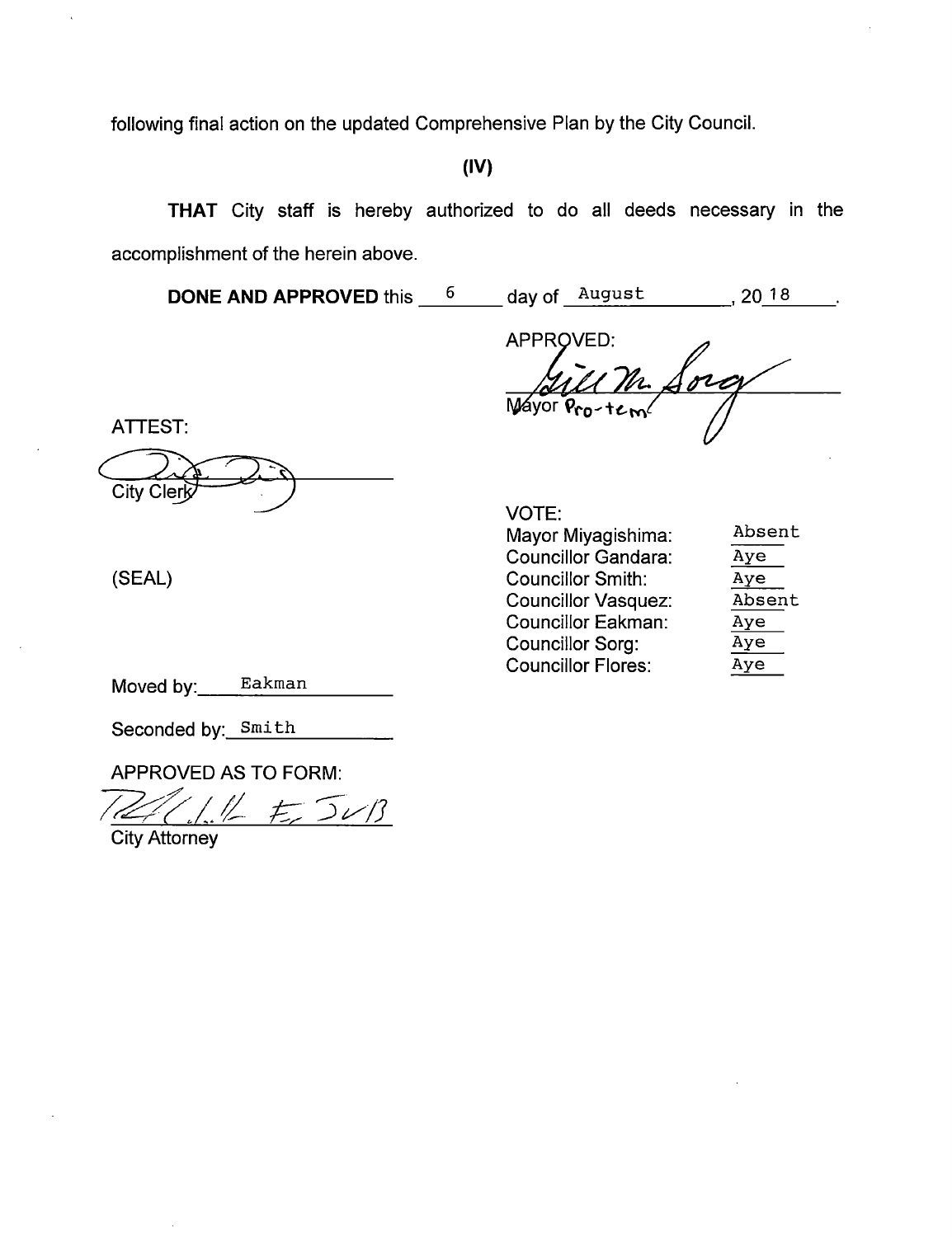following final action on the updated Comprehensive Plan by the City Council.

**(IV)**

**THAT** City staff is hereby authorized to do all deeds necessary in the accomplishment of the herein above.

**DONE AND APPROVED** this 6 day of August, 2018.

APPROVED:

Mayor Pro-tem

ATTEST:

City Clerk

(SEAL)

VOTE:

| | |
|---|---|
| Mayor Miyagishima: | Absent |
| Councillor Gandara: | Aye |
| Councillor Smith: | Aye |
| Councillor Vasquez: | Absent |
| Councillor Eakman: | Aye |
| Councillor Sorg: | Aye |
| Councillor Flores: | Aye |

Moved by: Eakman

Seconded by: Smith

APPROVED AS TO FORM:

City Attorney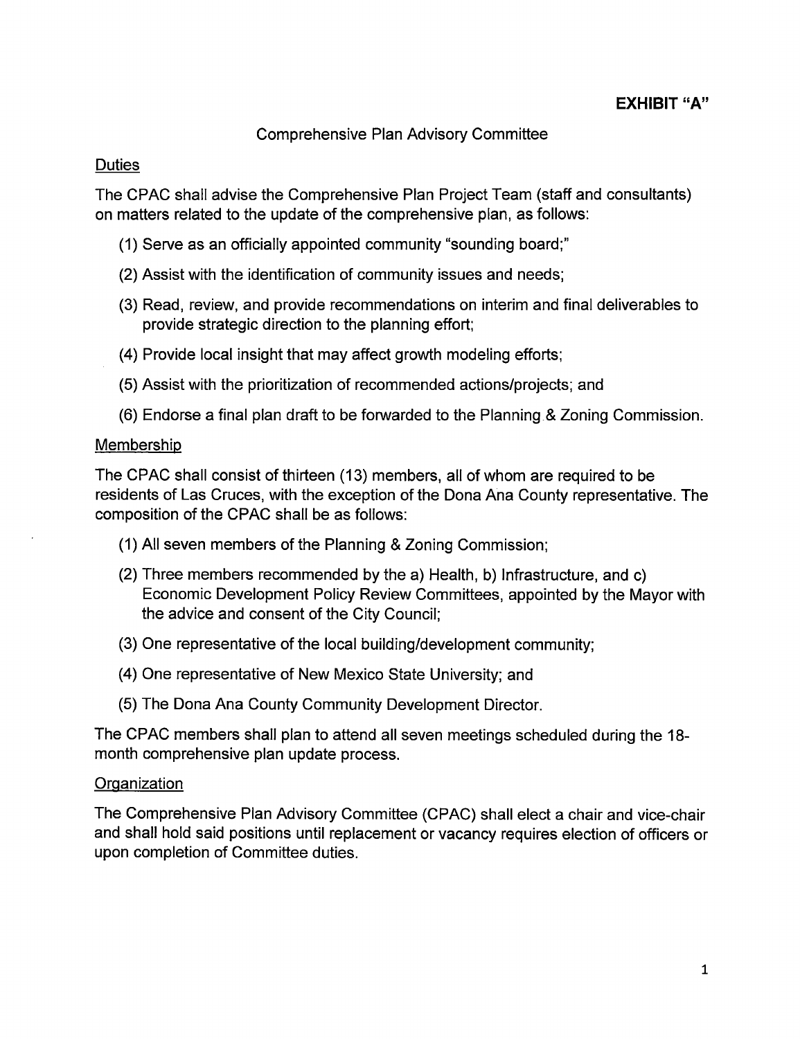**EXHIBIT "A"**

Comprehensive Plan Advisory Committee

## Duties

The CPAC shall advise the Comprehensive Plan Project Team (staff and consultants) on matters related to the update of the comprehensive plan, as follows:

(1) Serve as an officially appointed community "sounding board;"

(2) Assist with the identification of community issues and needs;

(3) Read, review, and provide recommendations on interim and final deliverables to provide strategic direction to the planning effort;

(4) Provide local insight that may affect growth modeling efforts;

(5) Assist with the prioritization of recommended actions/projects; and

(6) Endorse a final plan draft to be forwarded to the Planning & Zoning Commission.

## Membership

The CPAC shall consist of thirteen (13) members, all of whom are required to be residents of Las Cruces, with the exception of the Dona Ana County representative. The composition of the CPAC shall be as follows:

(1) All seven members of the Planning & Zoning Commission;

(2) Three members recommended by the a) Health, b) Infrastructure, and c) Economic Development Policy Review Committees, appointed by the Mayor with the advice and consent of the City Council;

(3) One representative of the local building/development community;

(4) One representative of New Mexico State University; and

(5) The Dona Ana County Community Development Director.

The CPAC members shall plan to attend all seven meetings scheduled during the 18-month comprehensive plan update process.

## Organization

The Comprehensive Plan Advisory Committee (CPAC) shall elect a chair and vice-chair and shall hold said positions until replacement or vacancy requires election of officers or upon completion of Committee duties.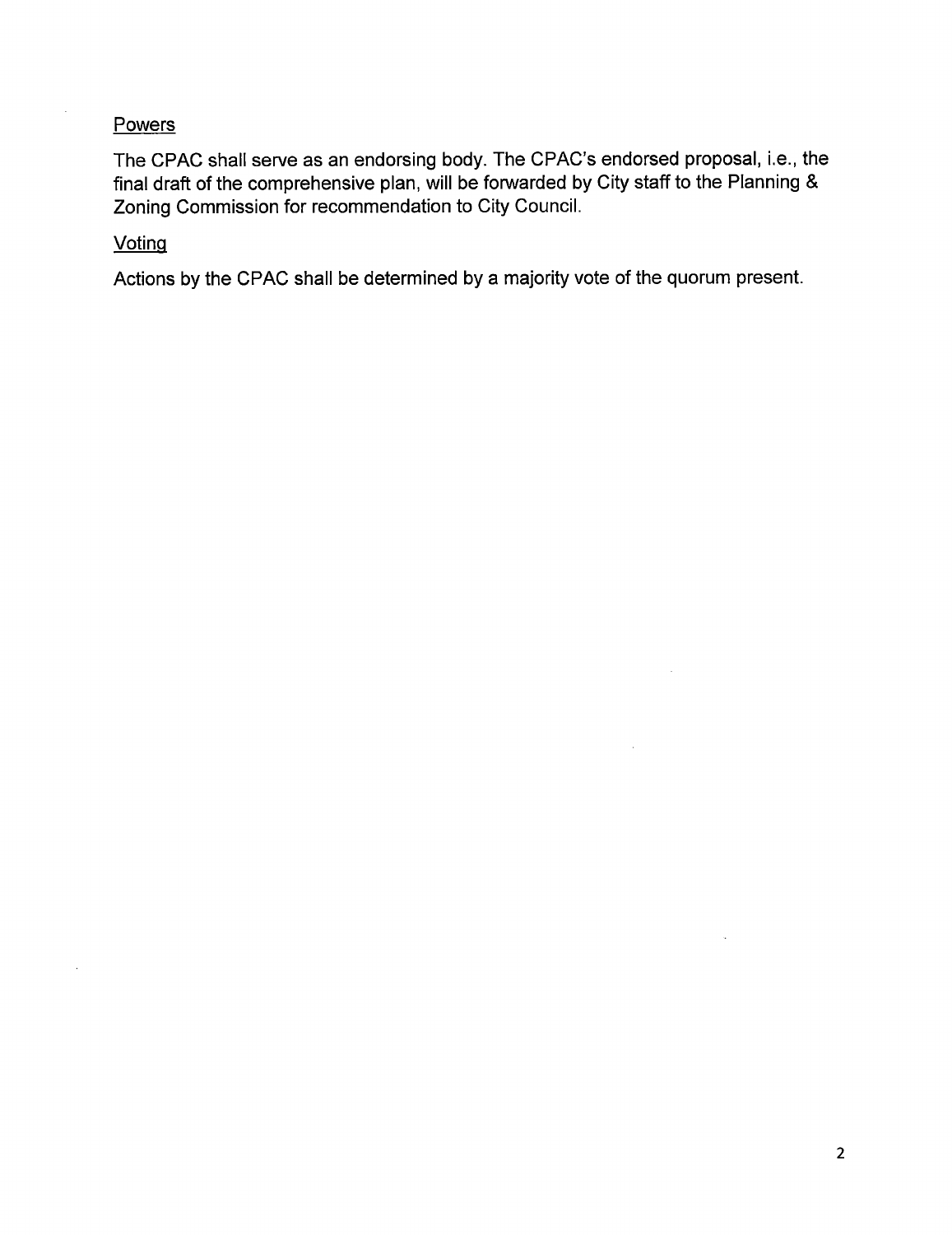### Powers

The CPAC shall serve as an endorsing body. The CPAC's endorsed proposal, i.e., the final draft of the comprehensive plan, will be forwarded by City staff to the Planning & Zoning Commission for recommendation to City Council.

### Voting

Actions by the CPAC shall be determined by a majority vote of the quorum present.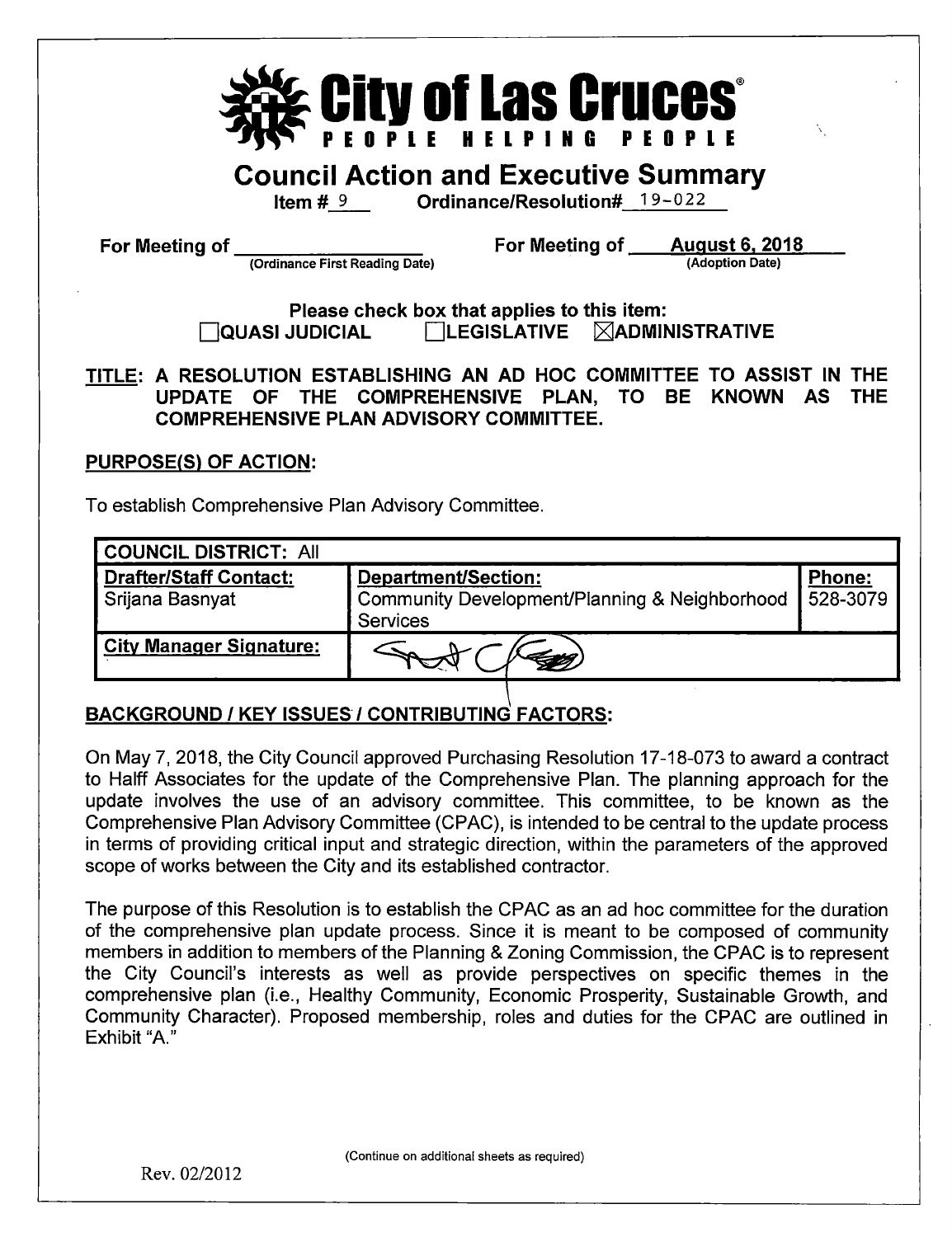# City of Las Cruces®

PEOPLE HELPING PEOPLE

## Council Action and Executive Summary

**Item # 9 Ordinance/Resolution# 19-022**

**For Meeting of ___________________** (Ordinance First Reading Date) **For Meeting of August 6, 2018** (Adoption Date)

**Please check box that applies to this item:**
☐ QUASI JUDICIAL ☐ LEGISLATIVE ☒ ADMINISTRATIVE

**TITLE: A RESOLUTION ESTABLISHING AN AD HOC COMMITTEE TO ASSIST IN THE UPDATE OF THE COMPREHENSIVE PLAN, TO BE KNOWN AS THE COMPREHENSIVE PLAN ADVISORY COMMITTEE.**

**PURPOSE(S) OF ACTION:**

To establish Comprehensive Plan Advisory Committee.

| COUNCIL DISTRICT: All | | |
|---|---|---|
| **Drafter/Staff Contact:** Srijana Basnyat | **Department/Section:** Community Development/Planning & Neighborhood Services | **Phone:** 528-3079 |
| **City Manager Signature:** | | |

**BACKGROUND / KEY ISSUES / CONTRIBUTING FACTORS:**

On May 7, 2018, the City Council approved Purchasing Resolution 17-18-073 to award a contract to Halff Associates for the update of the Comprehensive Plan. The planning approach for the update involves the use of an advisory committee. This committee, to be known as the Comprehensive Plan Advisory Committee (CPAC), is intended to be central to the update process in terms of providing critical input and strategic direction, within the parameters of the approved scope of works between the City and its established contractor.

The purpose of this Resolution is to establish the CPAC as an ad hoc committee for the duration of the comprehensive plan update process. Since it is meant to be composed of community members in addition to members of the Planning & Zoning Commission, the CPAC is to represent the City Council's interests as well as provide perspectives on specific themes in the comprehensive plan (i.e., Healthy Community, Economic Prosperity, Sustainable Growth, and Community Character). Proposed membership, roles and duties for the CPAC are outlined in Exhibit "A."

(Continue on additional sheets as required)

Rev. 02/2012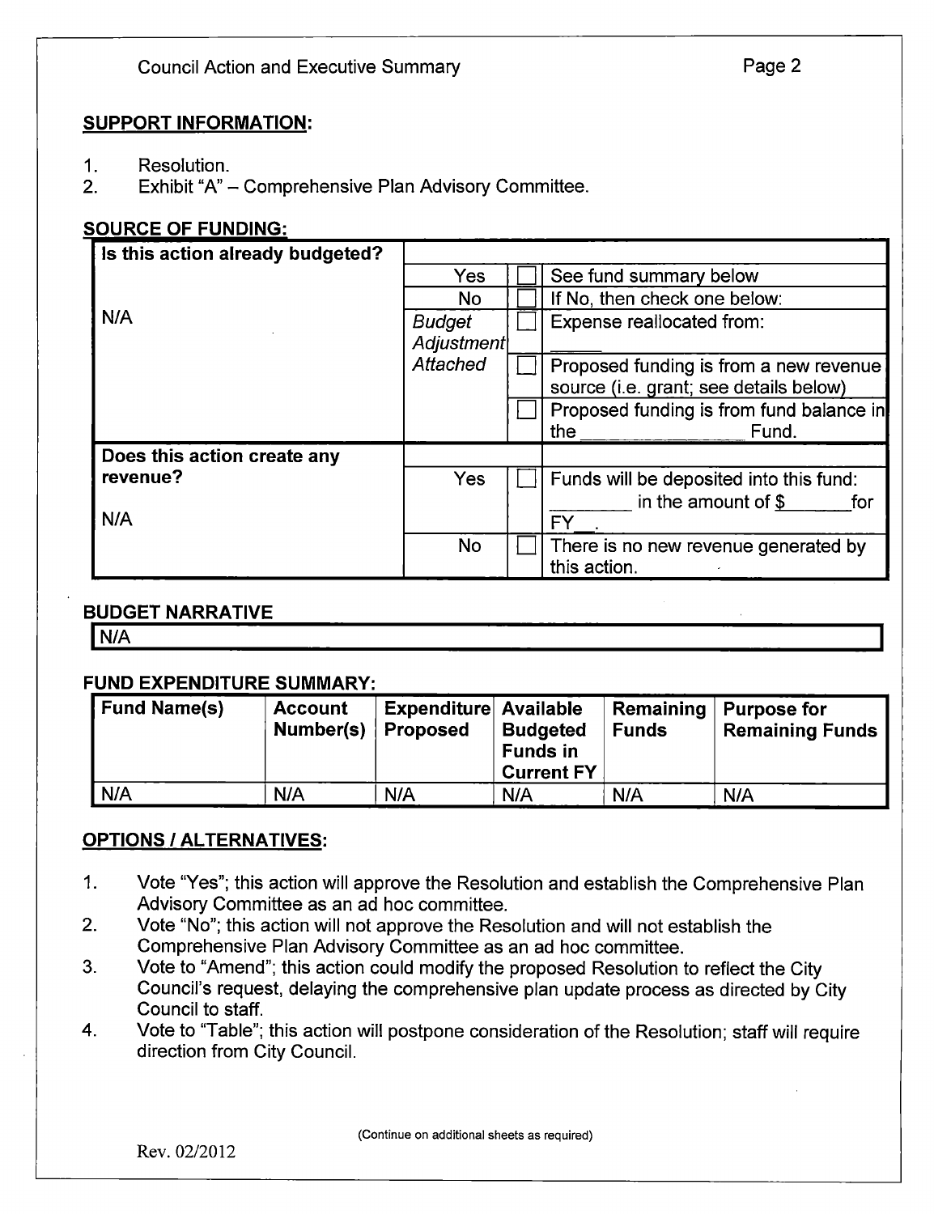## SUPPORT INFORMATION:

1. Resolution.
2. Exhibit "A" – Comprehensive Plan Advisory Committee.

## SOURCE OF FUNDING:

| Is this action already budgeted? | | | |
|---|---|---|---|
| N/A | Yes | ☐ | See fund summary below |
| | No | ☐ | If No, then check one below: |
| | *Budget Adjustment Attached* | ☐ | Expense reallocated from: ______ |
| | | ☐ | Proposed funding is from a new revenue source (i.e. grant; see details below) |
| | | ☐ | Proposed funding is from fund balance in the ______________ Fund. |
| **Does this action create any revenue?** | | | |
| N/A | Yes | ☐ | Funds will be deposited into this fund: ________ in the amount of $ ______ for FY __. |
| | No | ☐ | There is no new revenue generated by this action. |

## BUDGET NARRATIVE

N/A

## FUND EXPENDITURE SUMMARY:

| Fund Name(s) | Account Number(s) | Expenditure Proposed | Available Budgeted Funds in Current FY | Remaining Funds | Purpose for Remaining Funds |
|---|---|---|---|---|---|
| N/A | N/A | N/A | N/A | N/A | N/A |

## OPTIONS / ALTERNATIVES:

1. Vote "Yes"; this action will approve the Resolution and establish the Comprehensive Plan Advisory Committee as an ad hoc committee.
2. Vote "No"; this action will not approve the Resolution and will not establish the Comprehensive Plan Advisory Committee as an ad hoc committee.
3. Vote to "Amend"; this action could modify the proposed Resolution to reflect the City Council's request, delaying the comprehensive plan update process as directed by City Council to staff.
4. Vote to "Table"; this action will postpone consideration of the Resolution; staff will require direction from City Council.

(Continue on additional sheets as required)

Rev. 02/2012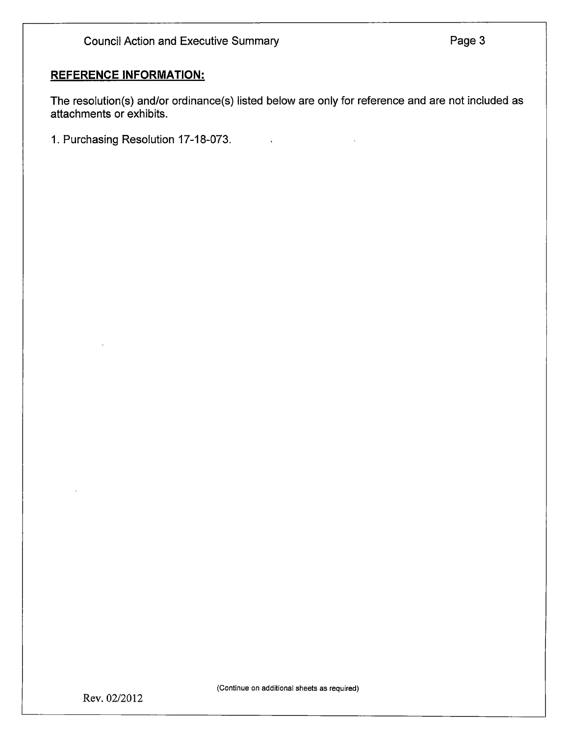## REFERENCE INFORMATION:

The resolution(s) and/or ordinance(s) listed below are only for reference and are not included as attachments or exhibits.

1. Purchasing Resolution 17-18-073.

(Continue on additional sheets as required)

Rev. 02/2012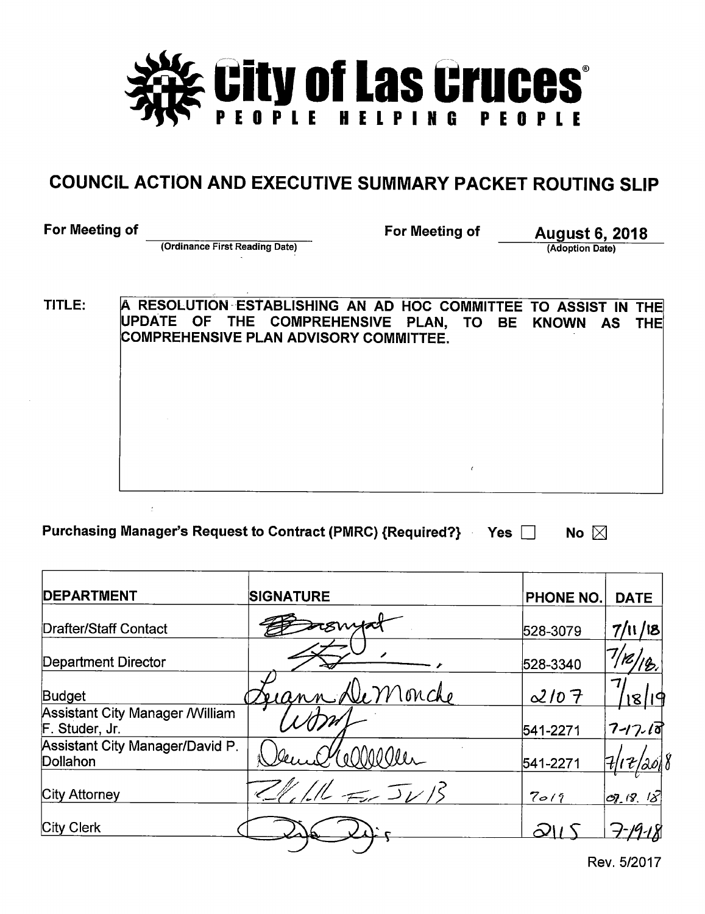# City of Las Cruces®

PEOPLE HELPING PEOPLE

## COUNCIL ACTION AND EXECUTIVE SUMMARY PACKET ROUTING SLIP

**For Meeting of** ____________________ (Ordinance First Reading Date)

**For Meeting of** **August 6, 2018** (Adoption Date)

**TITLE:** A RESOLUTION ESTABLISHING AN AD HOC COMMITTEE TO ASSIST IN THE UPDATE OF THE COMPREHENSIVE PLAN, TO BE KNOWN AS THE COMPREHENSIVE PLAN ADVISORY COMMITTEE.

**Purchasing Manager's Request to Contract (PMRC) {Required?}** Yes ☐ No ☒

| DEPARTMENT | SIGNATURE | PHONE NO. | DATE |
|---|---|---|---|
| Drafter/Staff Contact | [signature] | 528-3079 | 7/11/18 |
| Department Director | [signature] | 528-3340 | 7/12/18 |
| Budget | Leann DeMonche | 2107 | 7/18/19 |
| Assistant City Manager /William F. Studer, Jr. | [signature] | 541-2271 | 7-17-18 |
| Assistant City Manager/David P. Dollahon | [signature] | 541-2271 | 7/17/2018 |
| City Attorney | [signature] For JVB | 7019 | 07.18.18 |
| City Clerk | [signature] | 2115 | 7-19-18 |

Rev. 5/2017